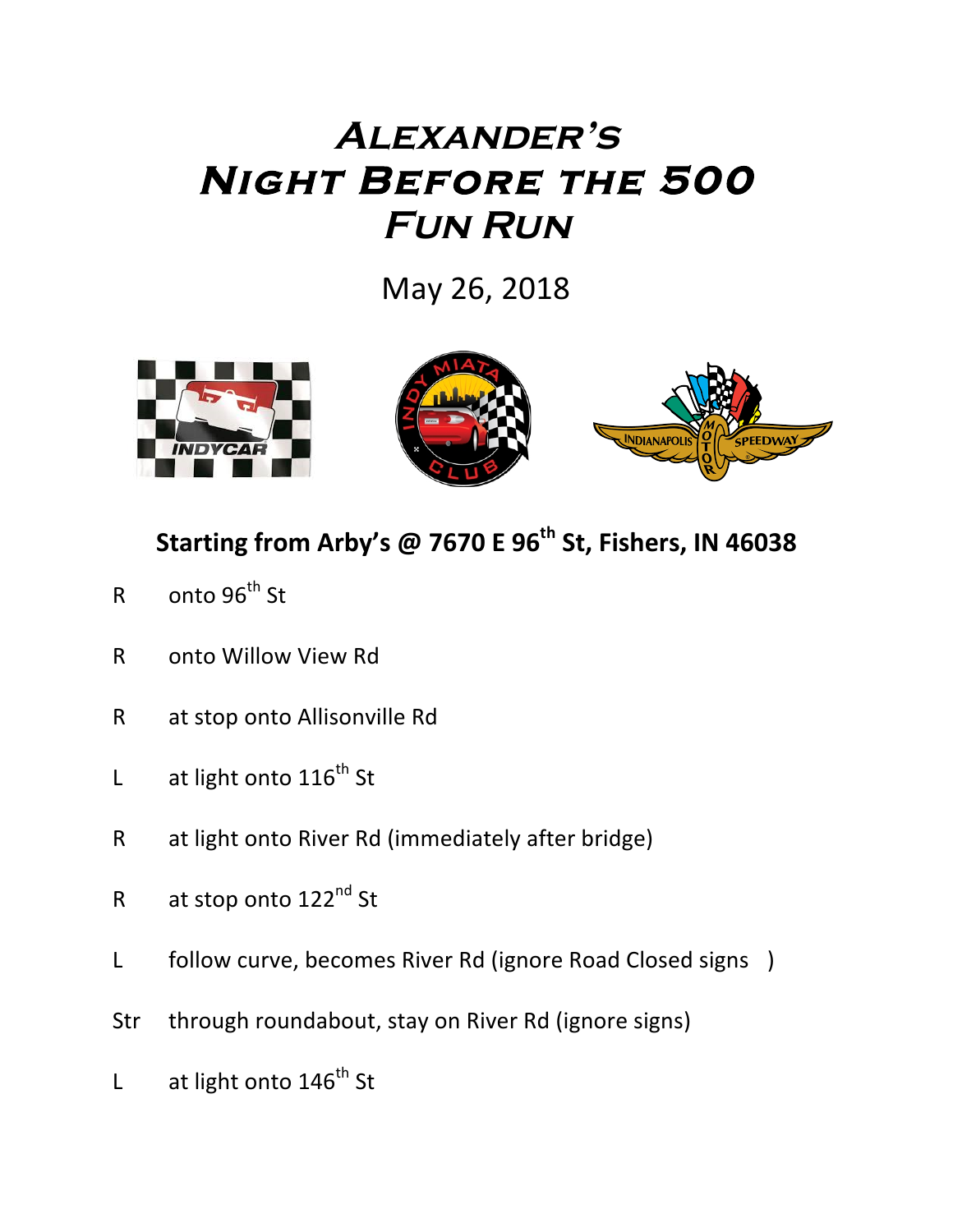# Alexander's Night Before the 500 Fun Run

May 26, 2018

**Starting from Arby's @ 7670 E 96th St, Fishers, IN 46038**

| | |
|---|---|
| R | onto 96th St |
| R | onto Willow View Rd |
| R | at stop onto Allisonville Rd |
| L | at light onto 116th St |
| R | at light onto River Rd (immediately after bridge) |
| R | at stop onto 122nd St |
| L | follow curve, becomes River Rd (ignore Road Closed signs ) |
| Str | through roundabout, stay on River Rd (ignore signs) |
| L | at light onto 146th St |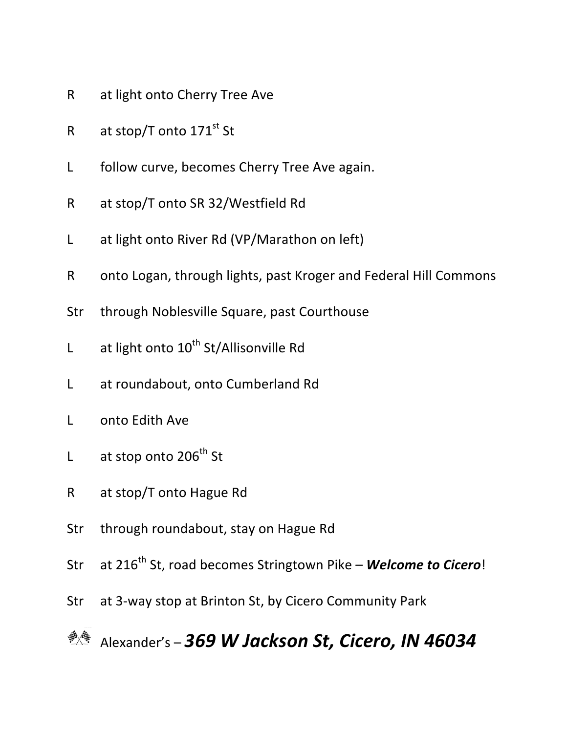R at light onto Cherry Tree Ave

R at stop/T onto 171st St

L follow curve, becomes Cherry Tree Ave again.

R at stop/T onto SR 32/Westfield Rd

L at light onto River Rd (VP/Marathon on left)

R onto Logan, through lights, past Kroger and Federal Hill Commons

Str through Noblesville Square, past Courthouse

L at light onto 10th St/Allisonville Rd

L at roundabout, onto Cumberland Rd

L onto Edith Ave

L at stop onto 206th St

R at stop/T onto Hague Rd

Str through roundabout, stay on Hague Rd

Str at 216th St, road becomes Stringtown Pike – ***Welcome to Cicero***!

Str at 3-way stop at Brinton St, by Cicero Community Park

Alexander's – ***369 W Jackson St, Cicero, IN 46034***